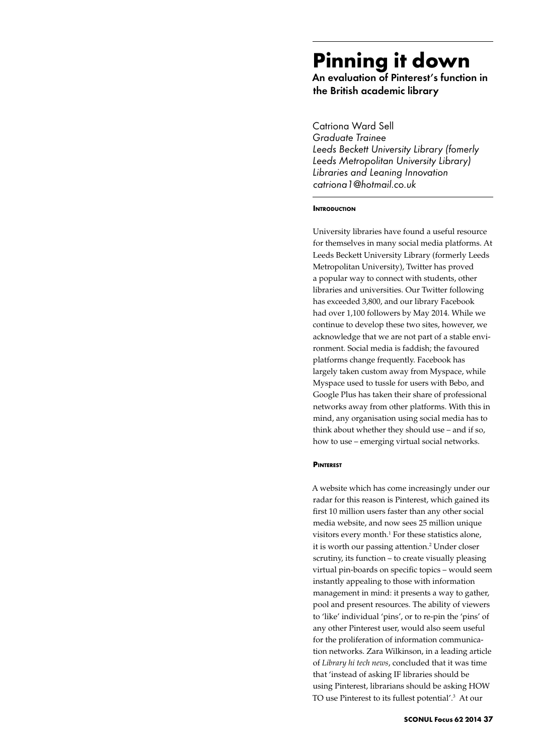# Pinning it down

## An evaluation of Pinterest's function in the British academic library

Catriona Ward Sell
*Graduate Trainee*
*Leeds Beckett University Library (fomerly Leeds Metropolitan University Library)*
*Libraries and Leaning Innovation*
*catriona1@hotmail.co.uk*

### Introduction

University libraries have found a useful resource for themselves in many social media platforms. At Leeds Beckett University Library (formerly Leeds Metropolitan University), Twitter has proved a popular way to connect with students, other libraries and universities. Our Twitter following has exceeded 3,800, and our library Facebook had over 1,100 followers by May 2014. While we continue to develop these two sites, however, we acknowledge that we are not part of a stable environment. Social media is faddish; the favoured platforms change frequently. Facebook has largely taken custom away from Myspace, while Myspace used to tussle for users with Bebo, and Google Plus has taken their share of professional networks away from other platforms. With this in mind, any organisation using social media has to think about whether they should use – and if so, how to use – emerging virtual social networks.

### Pinterest

A website which has come increasingly under our radar for this reason is Pinterest, which gained its first 10 million users faster than any other social media website, and now sees 25 million unique visitors every month.[1] For these statistics alone, it is worth our passing attention.[2] Under closer scrutiny, its function – to create visually pleasing virtual pin-boards on specific topics – would seem instantly appealing to those with information management in mind: it presents a way to gather, pool and present resources. The ability of viewers to 'like' individual 'pins', or to re-pin the 'pins' of any other Pinterest user, would also seem useful for the proliferation of information communication networks. Zara Wilkinson, in a leading article of *Library hi tech news*, concluded that it was time that 'instead of asking IF libraries should be using Pinterest, librarians should be asking HOW TO use Pinterest to its fullest potential'.[3] At our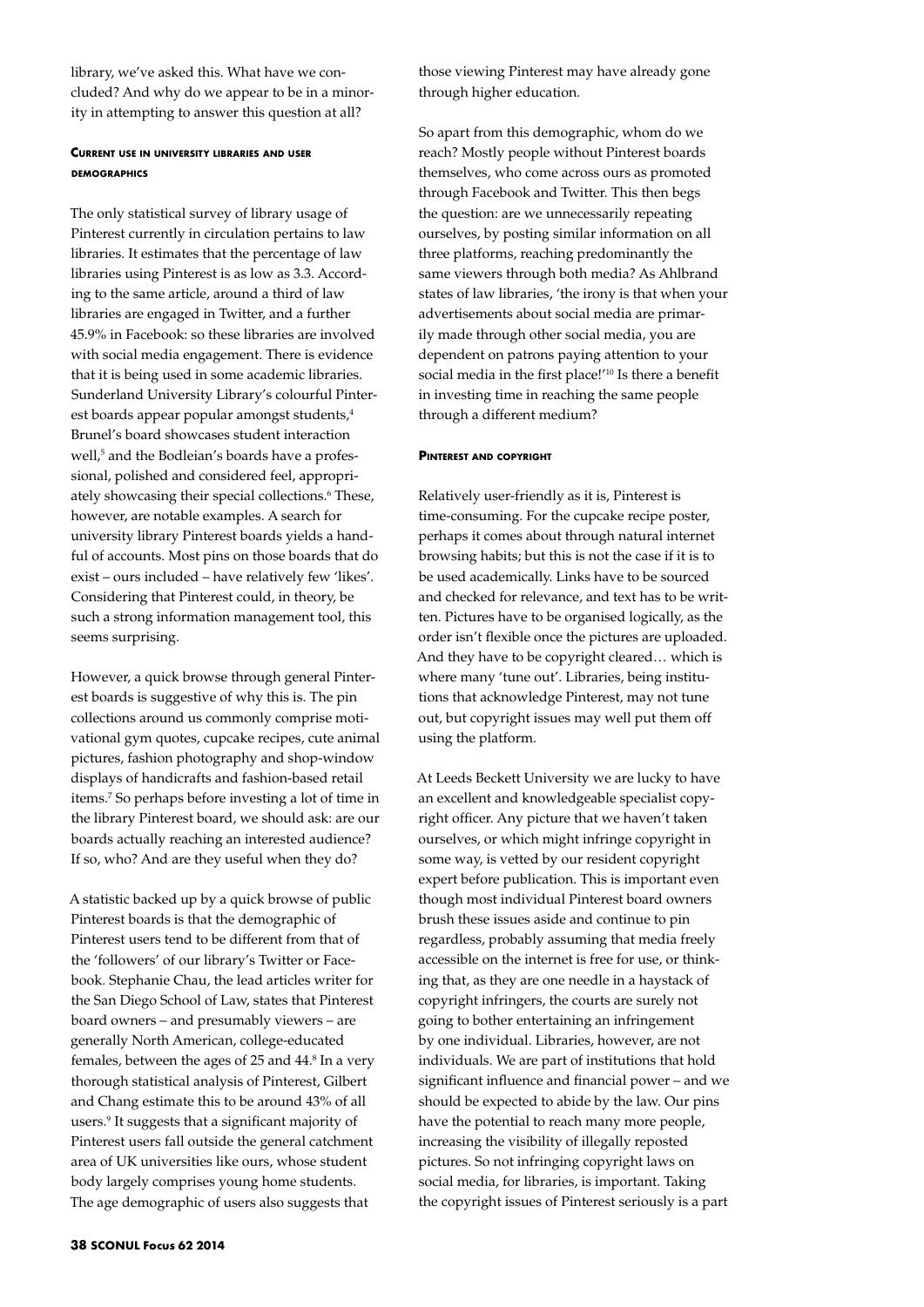library, we've asked this. What have we concluded? And why do we appear to be in a minority in attempting to answer this question at all?

### Current use in university libraries and user demographics

The only statistical survey of library usage of Pinterest currently in circulation pertains to law libraries. It estimates that the percentage of law libraries using Pinterest is as low as 3.3. According to the same article, around a third of law libraries are engaged in Twitter, and a further 45.9% in Facebook: so these libraries are involved with social media engagement. There is evidence that it is being used in some academic libraries. Sunderland University Library's colourful Pinterest boards appear popular amongst students,[4] Brunel's board showcases student interaction well,[5] and the Bodleian's boards have a professional, polished and considered feel, appropriately showcasing their special collections.[6] These, however, are notable examples. A search for university library Pinterest boards yields a handful of accounts. Most pins on those boards that do exist – ours included – have relatively few 'likes'. Considering that Pinterest could, in theory, be such a strong information management tool, this seems surprising.

However, a quick browse through general Pinterest boards is suggestive of why this is. The pin collections around us commonly comprise motivational gym quotes, cupcake recipes, cute animal pictures, fashion photography and shop-window displays of handicrafts and fashion-based retail items.[7] So perhaps before investing a lot of time in the library Pinterest board, we should ask: are our boards actually reaching an interested audience? If so, who? And are they useful when they do?

A statistic backed up by a quick browse of public Pinterest boards is that the demographic of Pinterest users tend to be different from that of the 'followers' of our library's Twitter or Facebook. Stephanie Chau, the lead articles writer for the San Diego School of Law, states that Pinterest board owners – and presumably viewers – are generally North American, college-educated females, between the ages of 25 and 44.[8] In a very thorough statistical analysis of Pinterest, Gilbert and Chang estimate this to be around 43% of all users.[9] It suggests that a significant majority of Pinterest users fall outside the general catchment area of UK universities like ours, whose student body largely comprises young home students. The age demographic of users also suggests that those viewing Pinterest may have already gone through higher education.

So apart from this demographic, whom do we reach? Mostly people without Pinterest boards themselves, who come across ours as promoted through Facebook and Twitter. This then begs the question: are we unnecessarily repeating ourselves, by posting similar information on all three platforms, reaching predominantly the same viewers through both media? As Ahlbrand states of law libraries, 'the irony is that when your advertisements about social media are primarily made through other social media, you are dependent on patrons paying attention to your social media in the first place!'[10] Is there a benefit in investing time in reaching the same people through a different medium?

### Pinterest and copyright

Relatively user-friendly as it is, Pinterest is time-consuming. For the cupcake recipe poster, perhaps it comes about through natural internet browsing habits; but this is not the case if it is to be used academically. Links have to be sourced and checked for relevance, and text has to be written. Pictures have to be organised logically, as the order isn't flexible once the pictures are uploaded. And they have to be copyright cleared… which is where many 'tune out'. Libraries, being institutions that acknowledge Pinterest, may not tune out, but copyright issues may well put them off using the platform.

At Leeds Beckett University we are lucky to have an excellent and knowledgeable specialist copyright officer. Any picture that we haven't taken ourselves, or which might infringe copyright in some way, is vetted by our resident copyright expert before publication. This is important even though most individual Pinterest board owners brush these issues aside and continue to pin regardless, probably assuming that media freely accessible on the internet is free for use, or thinking that, as they are one needle in a haystack of copyright infringers, the courts are surely not going to bother entertaining an infringement by one individual. Libraries, however, are not individuals. We are part of institutions that hold significant influence and financial power – and we should be expected to abide by the law. Our pins have the potential to reach many more people, increasing the visibility of illegally reposted pictures. So not infringing copyright laws on social media, for libraries, is important. Taking the copyright issues of Pinterest seriously is a part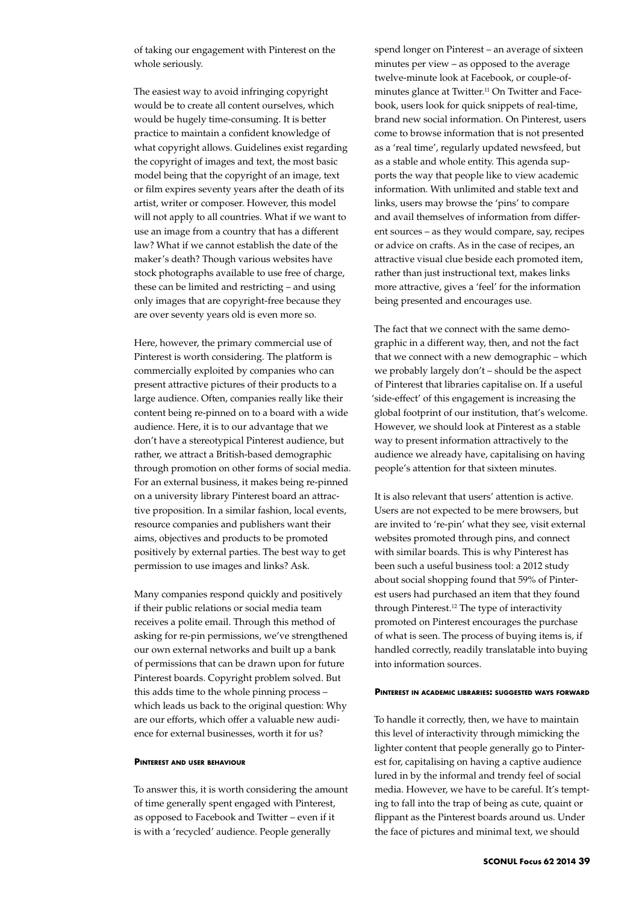of taking our engagement with Pinterest on the whole seriously.

The easiest way to avoid infringing copyright would be to create all content ourselves, which would be hugely time-consuming. It is better practice to maintain a confident knowledge of what copyright allows. Guidelines exist regarding the copyright of images and text, the most basic model being that the copyright of an image, text or film expires seventy years after the death of its artist, writer or composer. However, this model will not apply to all countries. What if we want to use an image from a country that has a different law? What if we cannot establish the date of the maker's death? Though various websites have stock photographs available to use free of charge, these can be limited and restricting – and using only images that are copyright-free because they are over seventy years old is even more so.

Here, however, the primary commercial use of Pinterest is worth considering. The platform is commercially exploited by companies who can present attractive pictures of their products to a large audience. Often, companies really like their content being re-pinned on to a board with a wide audience. Here, it is to our advantage that we don't have a stereotypical Pinterest audience, but rather, we attract a British-based demographic through promotion on other forms of social media. For an external business, it makes being re-pinned on a university library Pinterest board an attractive proposition. In a similar fashion, local events, resource companies and publishers want their aims, objectives and products to be promoted positively by external parties. The best way to get permission to use images and links? Ask.

Many companies respond quickly and positively if their public relations or social media team receives a polite email. Through this method of asking for re-pin permissions, we've strengthened our own external networks and built up a bank of permissions that can be drawn upon for future Pinterest boards. Copyright problem solved. But this adds time to the whole pinning process – which leads us back to the original question: Why are our efforts, which offer a valuable new audience for external businesses, worth it for us?

#### Pinterest and user behaviour

To answer this, it is worth considering the amount of time generally spent engaged with Pinterest, as opposed to Facebook and Twitter – even if it is with a 'recycled' audience. People generally spend longer on Pinterest – an average of sixteen minutes per view – as opposed to the average twelve-minute look at Facebook, or couple-of-minutes glance at Twitter.[11] On Twitter and Facebook, users look for quick snippets of real-time, brand new social information. On Pinterest, users come to browse information that is not presented as a 'real time', regularly updated newsfeed, but as a stable and whole entity. This agenda supports the way that people like to view academic information. With unlimited and stable text and links, users may browse the 'pins' to compare and avail themselves of information from different sources – as they would compare, say, recipes or advice on crafts. As in the case of recipes, an attractive visual clue beside each promoted item, rather than just instructional text, makes links more attractive, gives a 'feel' for the information being presented and encourages use.

The fact that we connect with the same demographic in a different way, then, and not the fact that we connect with a new demographic – which we probably largely don't – should be the aspect of Pinterest that libraries capitalise on. If a useful 'side-effect' of this engagement is increasing the global footprint of our institution, that's welcome. However, we should look at Pinterest as a stable way to present information attractively to the audience we already have, capitalising on having people's attention for that sixteen minutes.

It is also relevant that users' attention is active. Users are not expected to be mere browsers, but are invited to 're-pin' what they see, visit external websites promoted through pins, and connect with similar boards. This is why Pinterest has been such a useful business tool: a 2012 study about social shopping found that 59% of Pinterest users had purchased an item that they found through Pinterest.[12] The type of interactivity promoted on Pinterest encourages the purchase of what is seen. The process of buying items is, if handled correctly, readily translatable into buying into information sources.

#### Pinterest in academic libraries: suggested ways forward

To handle it correctly, then, we have to maintain this level of interactivity through mimicking the lighter content that people generally go to Pinterest for, capitalising on having a captive audience lured in by the informal and trendy feel of social media. However, we have to be careful. It's tempting to fall into the trap of being as cute, quaint or flippant as the Pinterest boards around us. Under the face of pictures and minimal text, we should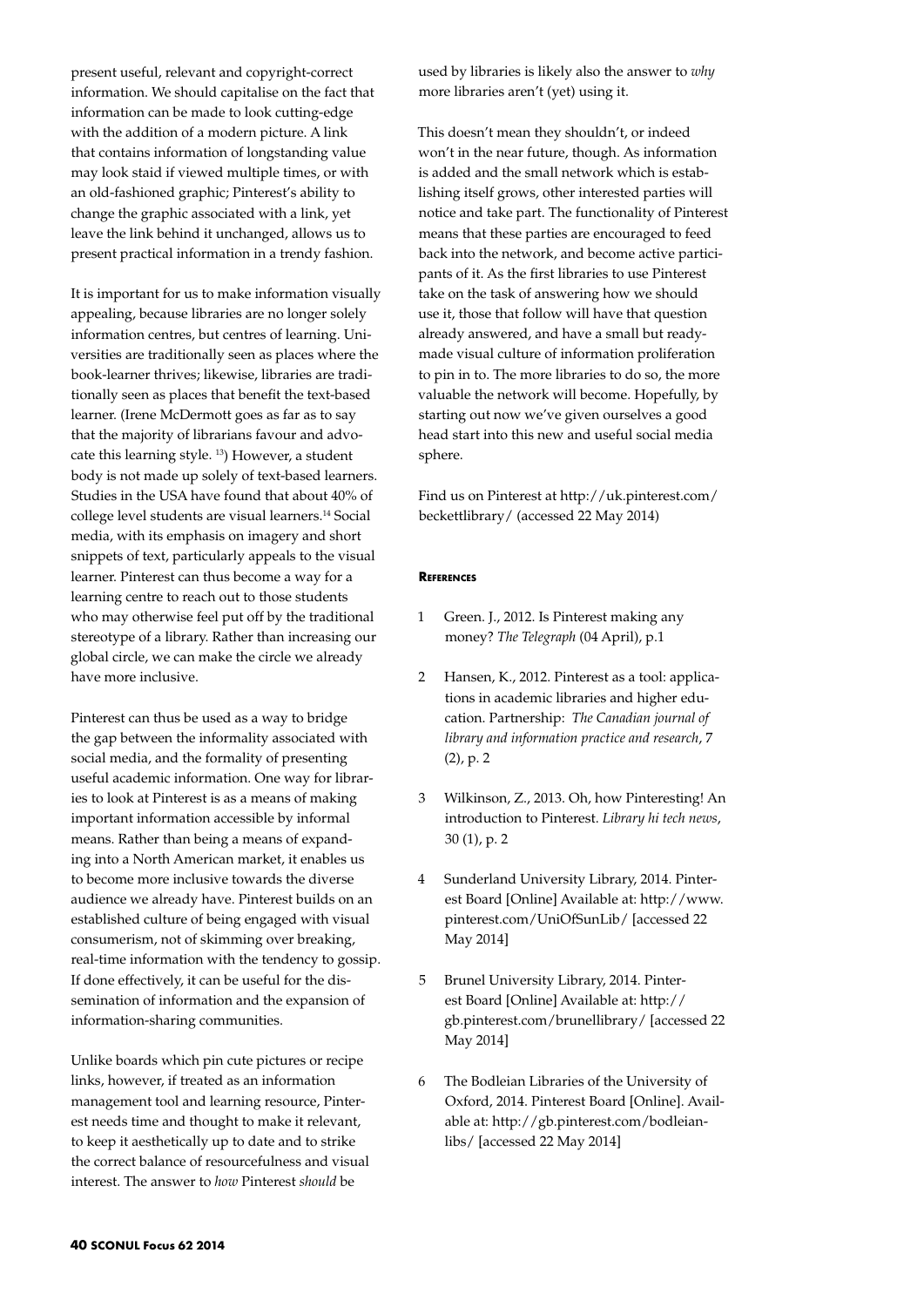present useful, relevant and copyright-correct information. We should capitalise on the fact that information can be made to look cutting-edge with the addition of a modern picture. A link that contains information of longstanding value may look staid if viewed multiple times, or with an old-fashioned graphic; Pinterest's ability to change the graphic associated with a link, yet leave the link behind it unchanged, allows us to present practical information in a trendy fashion.

It is important for us to make information visually appealing, because libraries are no longer solely information centres, but centres of learning. Universities are traditionally seen as places where the book-learner thrives; likewise, libraries are traditionally seen as places that benefit the text-based learner. (Irene McDermott goes as far as to say that the majority of librarians favour and advocate this learning style. [13]) However, a student body is not made up solely of text-based learners. Studies in the USA have found that about 40% of college level students are visual learners.[14] Social media, with its emphasis on imagery and short snippets of text, particularly appeals to the visual learner. Pinterest can thus become a way for a learning centre to reach out to those students who may otherwise feel put off by the traditional stereotype of a library. Rather than increasing our global circle, we can make the circle we already have more inclusive.

Pinterest can thus be used as a way to bridge the gap between the informality associated with social media, and the formality of presenting useful academic information. One way for libraries to look at Pinterest is as a means of making important information accessible by informal means. Rather than being a means of expanding into a North American market, it enables us to become more inclusive towards the diverse audience we already have. Pinterest builds on an established culture of being engaged with visual consumerism, not of skimming over breaking, real-time information with the tendency to gossip. If done effectively, it can be useful for the dissemination of information and the expansion of information-sharing communities.

Unlike boards which pin cute pictures or recipe links, however, if treated as an information management tool and learning resource, Pinterest needs time and thought to make it relevant, to keep it aesthetically up to date and to strike the correct balance of resourcefulness and visual interest. The answer to *how* Pinterest *should* be used by libraries is likely also the answer to *why* more libraries aren't (yet) using it.

This doesn't mean they shouldn't, or indeed won't in the near future, though. As information is added and the small network which is establishing itself grows, other interested parties will notice and take part. The functionality of Pinterest means that these parties are encouraged to feed back into the network, and become active participants of it. As the first libraries to use Pinterest take on the task of answering how we should use it, those that follow will have that question already answered, and have a small but ready-made visual culture of information proliferation to pin in to. The more libraries to do so, the more valuable the network will become. Hopefully, by starting out now we've given ourselves a good head start into this new and useful social media sphere.

Find us on Pinterest at http://uk.pinterest.com/beckettlibrary/ (accessed 22 May 2014)

#### References

1. Green. J., 2012. Is Pinterest making any money? *The Telegraph* (04 April), p.1
2. Hansen, K., 2012. Pinterest as a tool: applications in academic libraries and higher education. Partnership: *The Canadian journal of library and information practice and research*, 7 (2), p. 2
3. Wilkinson, Z., 2013. Oh, how Pinteresting! An introduction to Pinterest. *Library hi tech news*, 30 (1), p. 2
4. Sunderland University Library, 2014. Pinterest Board [Online] Available at: http://www.pinterest.com/UniOfSunLib/ [accessed 22 May 2014]
5. Brunel University Library, 2014. Pinterest Board [Online] Available at: http://gb.pinterest.com/brunellibrary/ [accessed 22 May 2014]
6. The Bodleian Libraries of the University of Oxford, 2014. Pinterest Board [Online]. Available at: http://gb.pinterest.com/bodleianlibs/ [accessed 22 May 2014]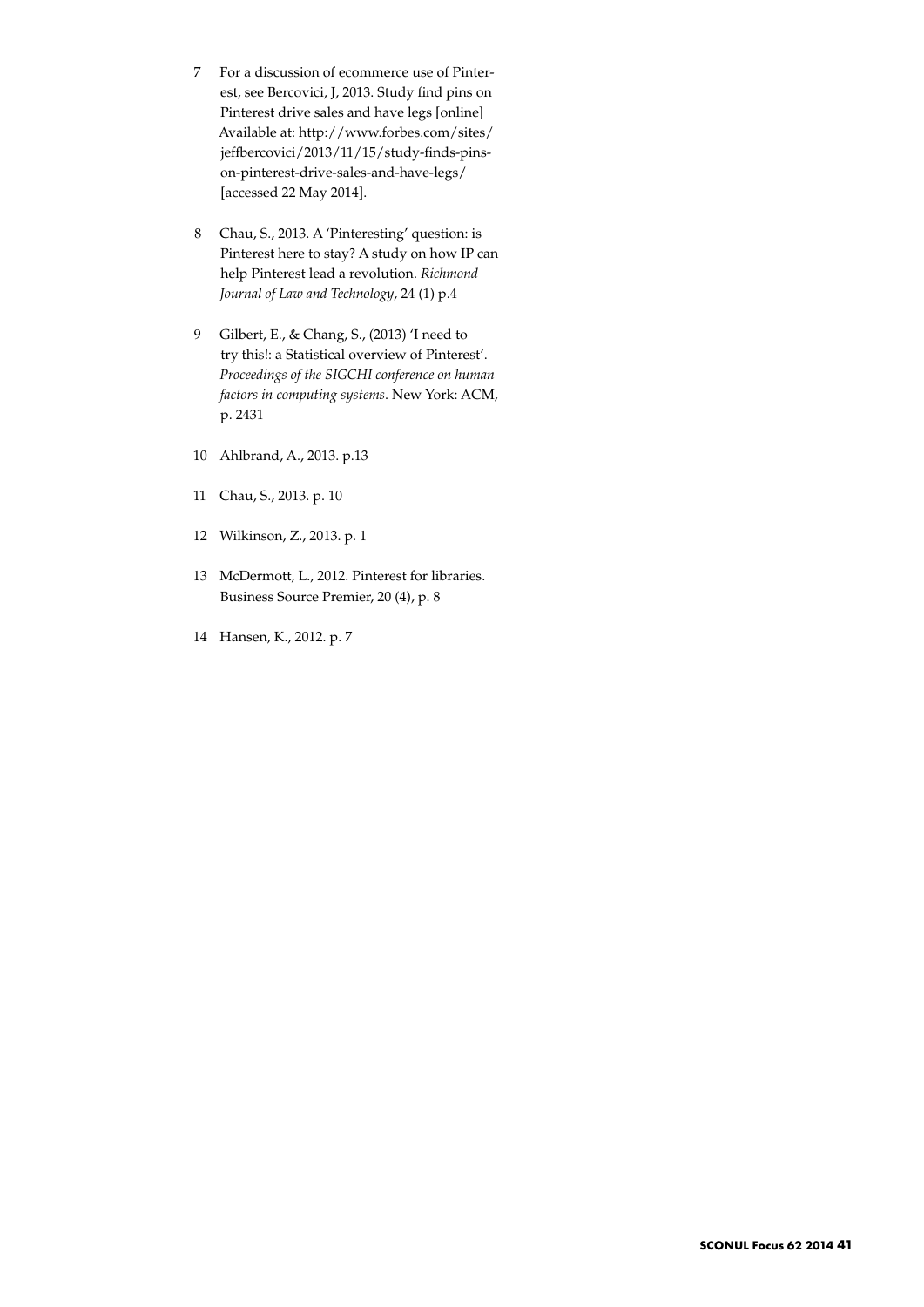7 For a discussion of ecommerce use of Pinterest, see Bercovici, J, 2013. Study find pins on Pinterest drive sales and have legs [online] Available at: http://www.forbes.com/sites/jeffbercovici/2013/11/15/study-finds-pins-on-pinterest-drive-sales-and-have-legs/ [accessed 22 May 2014].

8 Chau, S., 2013. A 'Pinteresting' question: is Pinterest here to stay? A study on how IP can help Pinterest lead a revolution. *Richmond Journal of Law and Technology*, 24 (1) p.4

9 Gilbert, E., & Chang, S., (2013) 'I need to try this!: a Statistical overview of Pinterest'. *Proceedings of the SIGCHI conference on human factors in computing systems*. New York: ACM, p. 2431

10 Ahlbrand, A., 2013. p.13

11 Chau, S., 2013. p. 10

12 Wilkinson, Z., 2013. p. 1

13 McDermott, L., 2012. Pinterest for libraries. Business Source Premier, 20 (4), p. 8

14 Hansen, K., 2012. p. 7